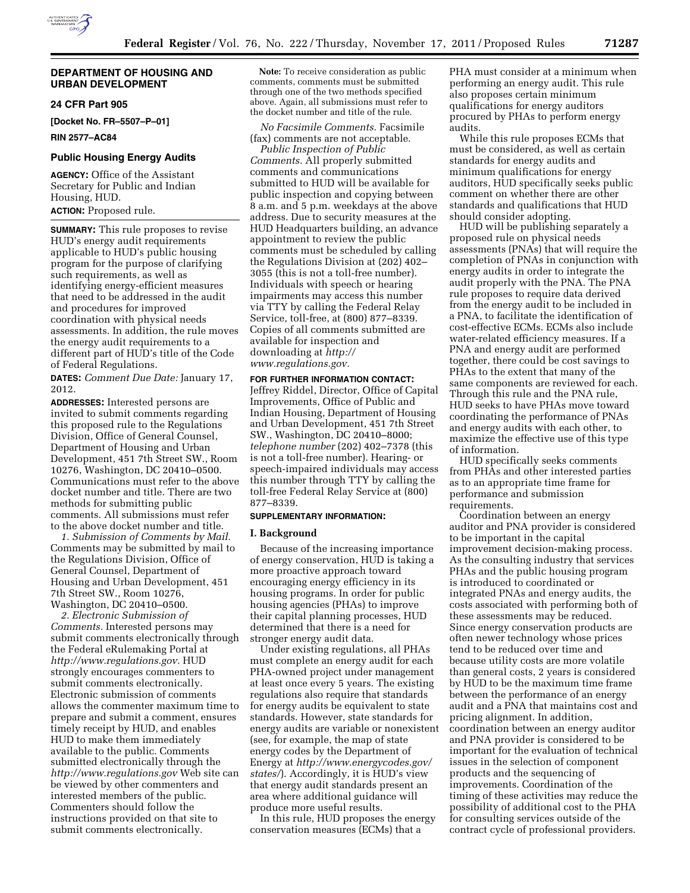## DEPARTMENT OF HOUSING AND URBAN DEVELOPMENT

### 24 CFR Part 905

**[Docket No. FR–5507–P–01]**

**RIN 2577–AC84**

### Public Housing Energy Audits

**AGENCY:** Office of the Assistant Secretary for Public and Indian Housing, HUD.

**ACTION:** Proposed rule.

**SUMMARY:** This rule proposes to revise HUD's energy audit requirements applicable to HUD's public housing program for the purpose of clarifying such requirements, as well as identifying energy-efficient measures that need to be addressed in the audit and procedures for improved coordination with physical needs assessments. In addition, the rule moves the energy audit requirements to a different part of HUD's title of the Code of Federal Regulations.

**DATES:** *Comment Due Date:* January 17, 2012.

**ADDRESSES:** Interested persons are invited to submit comments regarding this proposed rule to the Regulations Division, Office of General Counsel, Department of Housing and Urban Development, 451 7th Street SW., Room 10276, Washington, DC 20410–0500. Communications must refer to the above docket number and title. There are two methods for submitting public comments. All submissions must refer to the above docket number and title.

*1. Submission of Comments by Mail.* Comments may be submitted by mail to the Regulations Division, Office of General Counsel, Department of Housing and Urban Development, 451 7th Street SW., Room 10276, Washington, DC 20410–0500.

*2. Electronic Submission of Comments.* Interested persons may submit comments electronically through the Federal eRulemaking Portal at *http://www.regulations.gov.* HUD strongly encourages commenters to submit comments electronically. Electronic submission of comments allows the commenter maximum time to prepare and submit a comment, ensures timely receipt by HUD, and enables HUD to make them immediately available to the public. Comments submitted electronically through the *http://www.regulations.gov* Web site can be viewed by other commenters and interested members of the public. Commenters should follow the instructions provided on that site to submit comments electronically.

**Note:** To receive consideration as public comments, comments must be submitted through one of the two methods specified above. Again, all submissions must refer to the docket number and title of the rule.

*No Facsimile Comments.* Facsimile (fax) comments are not acceptable.

*Public Inspection of Public Comments.* All properly submitted comments and communications submitted to HUD will be available for public inspection and copying between 8 a.m. and 5 p.m. weekdays at the above address. Due to security measures at the HUD Headquarters building, an advance appointment to review the public comments must be scheduled by calling the Regulations Division at (202) 402–3055 (this is not a toll-free number). Individuals with speech or hearing impairments may access this number via TTY by calling the Federal Relay Service, toll-free, at (800) 877–8339. Copies of all comments submitted are available for inspection and downloading at *http://www.regulations.gov.*

**FOR FURTHER INFORMATION CONTACT:** Jeffrey Riddel, Director, Office of Capital Improvements, Office of Public and Indian Housing, Department of Housing and Urban Development, 451 7th Street SW., Washington, DC 20410–8000; *telephone number* (202) 402–7378 (this is not a toll-free number). Hearing- or speech-impaired individuals may access this number through TTY by calling the toll-free Federal Relay Service at (800) 877–8339.

**SUPPLEMENTARY INFORMATION:**

### I. Background

Because of the increasing importance of energy conservation, HUD is taking a more proactive approach toward encouraging energy efficiency in its housing programs. In order for public housing agencies (PHAs) to improve their capital planning processes, HUD determined that there is a need for stronger energy audit data.

Under existing regulations, all PHAs must complete an energy audit for each PHA-owned project under management at least once every 5 years. The existing regulations also require that standards for energy audits be equivalent to state standards. However, state standards for energy audits are variable or nonexistent (see, for example, the map of state energy codes by the Department of Energy at *http://www.energycodes.gov/states/*). Accordingly, it is HUD's view that energy audit standards present an area where additional guidance will produce more useful results.

In this rule, HUD proposes the energy conservation measures (ECMs) that a PHA must consider at a minimum when performing an energy audit. This rule also proposes certain minimum qualifications for energy auditors procured by PHAs to perform energy audits.

While this rule proposes ECMs that must be considered, as well as certain standards for energy audits and minimum qualifications for energy auditors, HUD specifically seeks public comment on whether there are other standards and qualifications that HUD should consider adopting.

HUD will be publishing separately a proposed rule on physical needs assessments (PNAs) that will require the completion of PNAs in conjunction with energy audits in order to integrate the audit properly with the PNA. The PNA rule proposes to require data derived from the energy audit to be included in a PNA, to facilitate the identification of cost-effective ECMs. ECMs also include water-related efficiency measures. If a PNA and energy audit are performed together, there could be cost savings to PHAs to the extent that many of the same components are reviewed for each. Through this rule and the PNA rule, HUD seeks to have PHAs move toward coordinating the performance of PNAs and energy audits with each other, to maximize the effective use of this type of information.

HUD specifically seeks comments from PHAs and other interested parties as to an appropriate time frame for performance and submission requirements.

Coordination between an energy auditor and PNA provider is considered to be important in the capital improvement decision-making process. As the consulting industry that services PHAs and the public housing program is introduced to coordinated or integrated PNAs and energy audits, the costs associated with performing both of these assessments may be reduced. Since energy conservation products are often newer technology whose prices tend to be reduced over time and because utility costs are more volatile than general costs, 2 years is considered by HUD to be the maximum time frame between the performance of an energy audit and a PNA that maintains cost and pricing alignment. In addition, coordination between an energy auditor and PNA provider is considered to be important for the evaluation of technical issues in the selection of component products and the sequencing of improvements. Coordination of the timing of these activities may reduce the possibility of additional cost to the PHA for consulting services outside of the contract cycle of professional providers.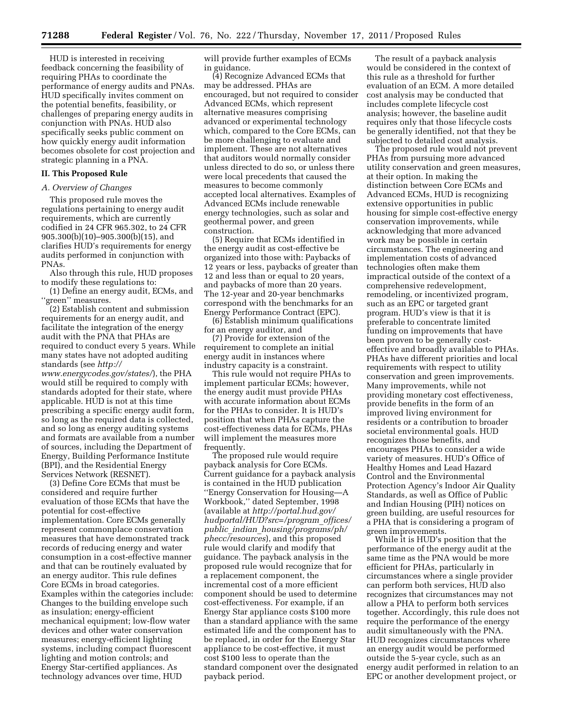HUD is interested in receiving feedback concerning the feasibility of requiring PHAs to coordinate the performance of energy audits and PNAs. HUD specifically invites comment on the potential benefits, feasibility, or challenges of preparing energy audits in conjunction with PNAs. HUD also specifically seeks public comment on how quickly energy audit information becomes obsolete for cost projection and strategic planning in a PNA.

## II. This Proposed Rule

### A. Overview of Changes

This proposed rule moves the regulations pertaining to energy audit requirements, which are currently codified in 24 CFR 965.302, to 24 CFR 905.300(b)(10)–905.300(b)(15), and clarifies HUD's requirements for energy audits performed in conjunction with PNAs.

Also through this rule, HUD proposes to modify these regulations to:

(1) Define an energy audit, ECMs, and ''green'' measures.

(2) Establish content and submission requirements for an energy audit, and facilitate the integration of the energy audit with the PNA that PHAs are required to conduct every 5 years. While many states have not adopted auditing standards (see *http://www.energycodes.gov/states/*), the PHA would still be required to comply with standards adopted for their state, where applicable. HUD is not at this time prescribing a specific energy audit form, so long as the required data is collected, and so long as energy auditing systems and formats are available from a number of sources, including the Department of Energy, Building Performance Institute (BPI), and the Residential Energy Services Network (RESNET).

(3) Define Core ECMs that must be considered and require further evaluation of those ECMs that have the potential for cost-effective implementation. Core ECMs generally represent commonplace conservation measures that have demonstrated track records of reducing energy and water consumption in a cost-effective manner and that can be routinely evaluated by an energy auditor. This rule defines Core ECMs in broad categories. Examples within the categories include: Changes to the building envelope such as insulation; energy-efficient mechanical equipment; low-flow water devices and other water conservation measures; energy-efficient lighting systems, including compact fluorescent lighting and motion controls; and Energy Star-certified appliances. As technology advances over time, HUD will provide further examples of ECMs in guidance.

(4) Recognize Advanced ECMs that may be addressed. PHAs are encouraged, but not required to consider Advanced ECMs, which represent alternative measures comprising advanced or experimental technology which, compared to the Core ECMs, can be more challenging to evaluate and implement. These are not alternatives that auditors would normally consider unless directed to do so, or unless there were local precedents that caused the measures to become commonly accepted local alternatives. Examples of Advanced ECMs include renewable energy technologies, such as solar and geothermal power, and green construction.

(5) Require that ECMs identified in the energy audit as cost-effective be organized into those with: Paybacks of 12 years or less, paybacks of greater than 12 and less than or equal to 20 years, and paybacks of more than 20 years. The 12-year and 20-year benchmarks correspond with the benchmarks for an Energy Performance Contract (EPC).

(6) Establish minimum qualifications for an energy auditor, and

(7) Provide for extension of the requirement to complete an initial energy audit in instances where industry capacity is a constraint.

This rule would not require PHAs to implement particular ECMs; however, the energy audit must provide PHAs with accurate information about ECMs for the PHAs to consider. It is HUD's position that when PHAs capture the cost-effectiveness data for ECMs, PHAs will implement the measures more frequently.

The proposed rule would require payback analysis for Core ECMs. Current guidance for a payback analysis is contained in the HUD publication ''Energy Conservation for Housing—A Workbook,'' dated September, 1998 (available at *http://portal.hud.gov/hudportal/HUD?src=/program_offices/public_indian_housing/programs/ph/phecc/resources*), and this proposed rule would clarify and modify that guidance. The payback analysis in the proposed rule would recognize that for a replacement component, the incremental cost of a more efficient component should be used to determine cost-effectiveness. For example, if an Energy Star appliance costs $100 more than a standard appliance with the same estimated life and the component has to be replaced, in order for the Energy Star appliance to be cost-effective, it must cost $100 less to operate than the standard component over the designated payback period.

The result of a payback analysis would be considered in the context of this rule as a threshold for further evaluation of an ECM. A more detailed cost analysis may be conducted that includes complete lifecycle cost analysis; however, the baseline audit requires only that those lifecycle costs be generally identified, not that they be subjected to detailed cost analysis.

The proposed rule would not prevent PHAs from pursuing more advanced utility conservation and green measures, at their option. In making the distinction between Core ECMs and Advanced ECMs, HUD is recognizing extensive opportunities in public housing for simple cost-effective energy conservation improvements, while acknowledging that more advanced work may be possible in certain circumstances. The engineering and implementation costs of advanced technologies often make them impractical outside of the context of a comprehensive redevelopment, remodeling, or incentivized program, such as an EPC or targeted grant program. HUD's view is that it is preferable to concentrate limited funding on improvements that have been proven to be generally cost-effective and broadly available to PHAs. PHAs have different priorities and local requirements with respect to utility conservation and green improvements. Many improvements, while not providing monetary cost effectiveness, provide benefits in the form of an improved living environment for residents or a contribution to broader societal environmental goals. HUD recognizes those benefits, and encourages PHAs to consider a wide variety of measures. HUD's Office of Healthy Homes and Lead Hazard Control and the Environmental Protection Agency's Indoor Air Quality Standards, as well as Office of Public and Indian Housing (PIH) notices on green building, are useful resources for a PHA that is considering a program of green improvements.

While it is HUD's position that the performance of the energy audit at the same time as the PNA would be more efficient for PHAs, particularly in circumstances where a single provider can perform both services, HUD also recognizes that circumstances may not allow a PHA to perform both services together. Accordingly, this rule does not require the performance of the energy audit simultaneously with the PNA. HUD recognizes circumstances where an energy audit would be performed outside the 5-year cycle, such as an energy audit performed in relation to an EPC or another development project, or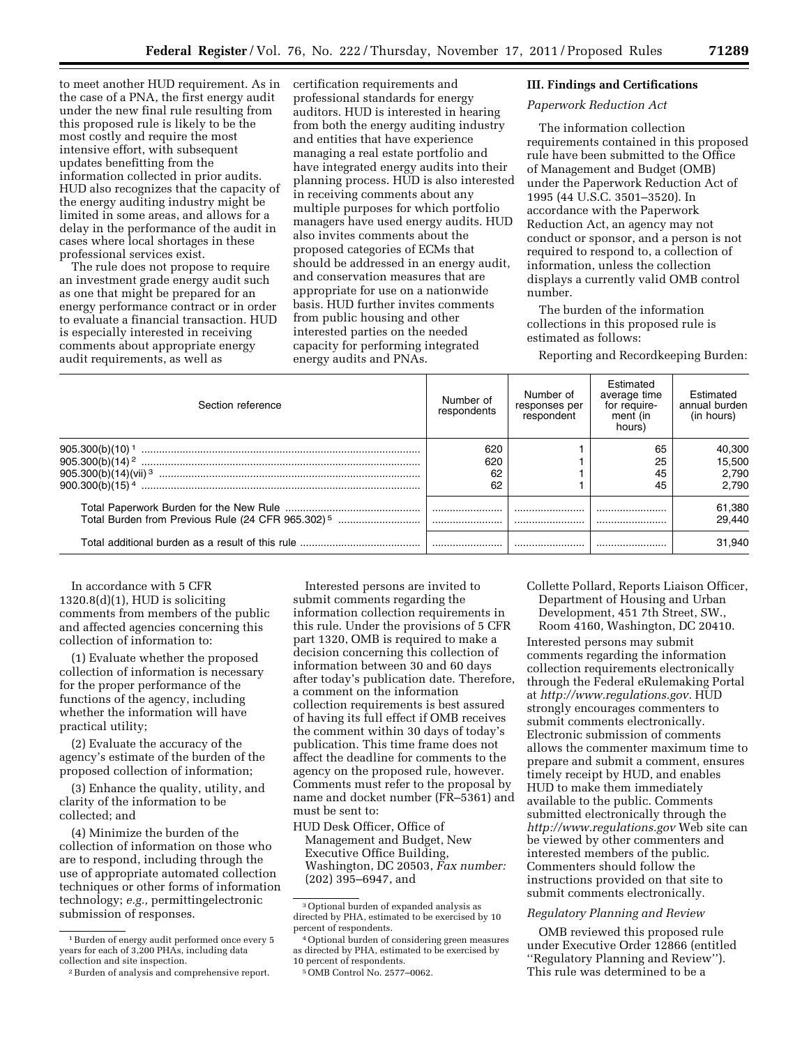to meet another HUD requirement. As in the case of a PNA, the first energy audit under the new final rule resulting from this proposed rule is likely to be the most costly and require the most intensive effort, with subsequent updates benefitting from the information collected in prior audits. HUD also recognizes that the capacity of the energy auditing industry might be limited in some areas, and allows for a delay in the performance of the audit in cases where local shortages in these professional services exist.

The rule does not propose to require an investment grade energy audit such as one that might be prepared for an energy performance contract or in order to evaluate a financial transaction. HUD is especially interested in receiving comments about appropriate energy audit requirements, as well as certification requirements and professional standards for energy auditors. HUD is interested in hearing from both the energy auditing industry and entities that have experience managing a real estate portfolio and have integrated energy audits into their planning process. HUD is also interested in receiving comments about any multiple purposes for which portfolio managers have used energy audits. HUD also invites comments about the proposed categories of ECMs that should be addressed in an energy audit, and conservation measures that are appropriate for use on a nationwide basis. HUD further invites comments from public housing and other interested parties on the needed capacity for performing integrated energy audits and PNAs.

## III. Findings and Certifications

### *Paperwork Reduction Act*

The information collection requirements contained in this proposed rule have been submitted to the Office of Management and Budget (OMB) under the Paperwork Reduction Act of 1995 (44 U.S.C. 3501–3520). In accordance with the Paperwork Reduction Act, an agency may not conduct or sponsor, and a person is not required to respond to, a collection of information, unless the collection displays a currently valid OMB control number.

The burden of the information collections in this proposed rule is estimated as follows:

Reporting and Recordkeeping Burden:

| Section reference | Number of respondents | Number of responses per respondent | Estimated average time for requirement (in hours) | Estimated annual burden (in hours) |
|---|---|---|---|---|
| 905.300(b)(10) [1] | 620 | 1 | 65 | 40,300 |
| 905.300(b)(14) [2] | 620 | 1 | 25 | 15,500 |
| 905.300(b)(14)(vii) [3] | 62 | 1 | 45 | 2,790 |
| 900.300(b)(15) [4] | 62 | 1 | 45 | 2,790 |
| Total Paperwork Burden for the New Rule | | | | 61,380 |
| Total Burden from Previous Rule (24 CFR 965.302) [5] | | | | 29,440 |
| Total additional burden as a result of this rule | | | | 31,940 |

[1] Burden of energy audit performed once every 5 years for each of 3,200 PHAs, including data collection and site inspection.

[2] Burden of analysis and comprehensive report.

[3] Optional burden of expanded analysis as directed by PHA, estimated to be exercised by 10 percent of respondents.

[4] Optional burden of considering green measures as directed by PHA, estimated to be exercised by 10 percent of respondents.

[5] OMB Control No. 2577–0062.

In accordance with 5 CFR 1320.8(d)(1), HUD is soliciting comments from members of the public and affected agencies concerning this collection of information to:

(1) Evaluate whether the proposed collection of information is necessary for the proper performance of the functions of the agency, including whether the information will have practical utility;

(2) Evaluate the accuracy of the agency's estimate of the burden of the proposed collection of information;

(3) Enhance the quality, utility, and clarity of the information to be collected; and

(4) Minimize the burden of the collection of information on those who are to respond, including through the use of appropriate automated collection techniques or other forms of information technology; *e.g.,* permittingelectronic submission of responses.

Interested persons are invited to submit comments regarding the information collection requirements in this rule. Under the provisions of 5 CFR part 1320, OMB is required to make a decision concerning this collection of information between 30 and 60 days after today's publication date. Therefore, a comment on the information collection requirements is best assured of having its full effect if OMB receives the comment within 30 days of today's publication. This time frame does not affect the deadline for comments to the agency on the proposed rule, however. Comments must refer to the proposal by name and docket number (FR–5361) and must be sent to:

HUD Desk Officer, Office of Management and Budget, New Executive Office Building, Washington, DC 20503, *Fax number:* (202) 395–6947, and

Collette Pollard, Reports Liaison Officer, Department of Housing and Urban Development, 451 7th Street, SW., Room 4160, Washington, DC 20410.

Interested persons may submit comments regarding the information collection requirements electronically through the Federal eRulemaking Portal at *http://www.regulations.gov.* HUD strongly encourages commenters to submit comments electronically. Electronic submission of comments allows the commenter maximum time to prepare and submit a comment, ensures timely receipt by HUD, and enables HUD to make them immediately available to the public. Comments submitted electronically through the *http://www.regulations.gov* Web site can be viewed by other commenters and interested members of the public. Commenters should follow the instructions provided on that site to submit comments electronically.

### *Regulatory Planning and Review*

OMB reviewed this proposed rule under Executive Order 12866 (entitled ''Regulatory Planning and Review''). This rule was determined to be a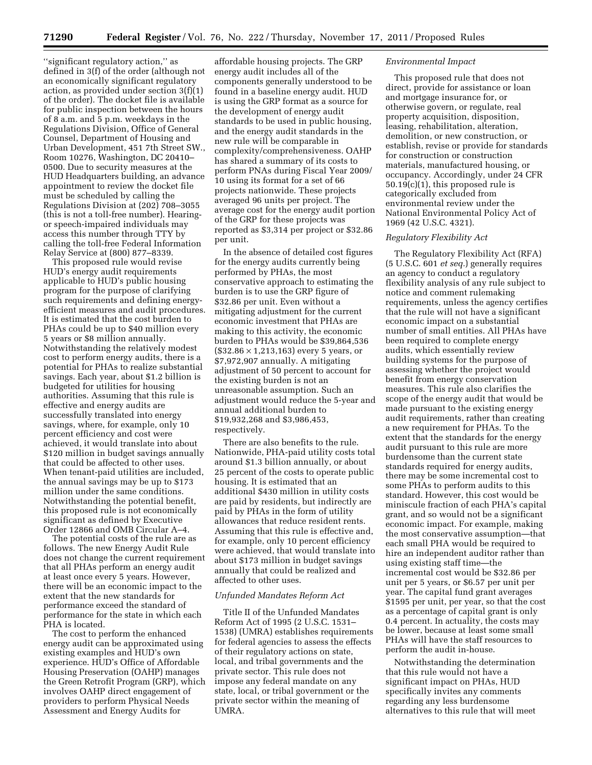''significant regulatory action,'' as defined in 3(f) of the order (although not an economically significant regulatory action, as provided under section 3(f)(1) of the order). The docket file is available for public inspection between the hours of 8 a.m. and 5 p.m. weekdays in the Regulations Division, Office of General Counsel, Department of Housing and Urban Development, 451 7th Street SW., Room 10276, Washington, DC 20410–0500. Due to security measures at the HUD Headquarters building, an advance appointment to review the docket file must be scheduled by calling the Regulations Division at (202) 708–3055 (this is not a toll-free number). Hearing- or speech-impaired individuals may access this number through TTY by calling the toll-free Federal Information Relay Service at (800) 877–8339.

This proposed rule would revise HUD's energy audit requirements applicable to HUD's public housing program for the purpose of clarifying such requirements and defining energy-efficient measures and audit procedures. It is estimated that the cost burden to PHAs could be up to $40 million every 5 years or $8 million annually. Notwithstanding the relatively modest cost to perform energy audits, there is a potential for PHAs to realize substantial savings. Each year, about $1.2 billion is budgeted for utilities for housing authorities. Assuming that this rule is effective and energy audits are successfully translated into energy savings, where, for example, only 10 percent efficiency and cost were achieved, it would translate into about $120 million in budget savings annually that could be affected to other uses. When tenant-paid utilities are included, the annual savings may be up to $173 million under the same conditions. Notwithstanding the potential benefit, this proposed rule is not economically significant as defined by Executive Order 12866 and OMB Circular A–4.

The potential costs of the rule are as follows. The new Energy Audit Rule does not change the current requirement that all PHAs perform an energy audit at least once every 5 years. However, there will be an economic impact to the extent that the new standards for performance exceed the standard of performance for the state in which each PHA is located.

The cost to perform the enhanced energy audit can be approximated using existing examples and HUD's own experience. HUD's Office of Affordable Housing Preservation (OAHP) manages the Green Retrofit Program (GRP), which involves OAHP direct engagement of providers to perform Physical Needs Assessment and Energy Audits for affordable housing projects. The GRP energy audit includes all of the components generally understood to be found in a baseline energy audit. HUD is using the GRP format as a source for the development of energy audit standards to be used in public housing, and the energy audit standards in the new rule will be comparable in complexity/comprehensiveness. OAHP has shared a summary of its costs to perform PNAs during Fiscal Year 2009/10 using its format for a set of 66 projects nationwide. These projects averaged 96 units per project. The average cost for the energy audit portion of the GRP for these projects was reported as $3,314 per project or $32.86 per unit.

In the absence of detailed cost figures for the energy audits currently being performed by PHAs, the most conservative approach to estimating the burden is to use the GRP figure of $32.86 per unit. Even without a mitigating adjustment for the current economic investment that PHAs are making to this activity, the economic burden to PHAs would be $39,864,536 ($32.86 × 1,213,163) every 5 years, or $7,972,907 annually. A mitigating adjustment of 50 percent to account for the existing burden is not an unreasonable assumption. Such an adjustment would reduce the 5-year and annual additional burden to $19,932,268 and $3,986,453, respectively.

There are also benefits to the rule. Nationwide, PHA-paid utility costs total around $1.3 billion annually, or about 25 percent of the costs to operate public housing. It is estimated that an additional $430 million in utility costs are paid by residents, but indirectly are paid by PHAs in the form of utility allowances that reduce resident rents. Assuming that this rule is effective and, for example, only 10 percent efficiency were achieved, that would translate into about $173 million in budget savings annually that could be realized and affected to other uses.

*Unfunded Mandates Reform Act*

Title II of the Unfunded Mandates Reform Act of 1995 (2 U.S.C. 1531–1538) (UMRA) establishes requirements for federal agencies to assess the effects of their regulatory actions on state, local, and tribal governments and the private sector. This rule does not impose any federal mandate on any state, local, or tribal government or the private sector within the meaning of UMRA.

*Environmental Impact*

This proposed rule that does not direct, provide for assistance or loan and mortgage insurance for, or otherwise govern, or regulate, real property acquisition, disposition, leasing, rehabilitation, alteration, demolition, or new construction, or establish, revise or provide for standards for construction or construction materials, manufactured housing, or occupancy. Accordingly, under 24 CFR 50.19(c)(1), this proposed rule is categorically excluded from environmental review under the National Environmental Policy Act of 1969 (42 U.S.C. 4321).

*Regulatory Flexibility Act*

The Regulatory Flexibility Act (RFA) (5 U.S.C. 601 *et seq.*) generally requires an agency to conduct a regulatory flexibility analysis of any rule subject to notice and comment rulemaking requirements, unless the agency certifies that the rule will not have a significant economic impact on a substantial number of small entities. All PHAs have been required to complete energy audits, which essentially review building systems for the purpose of assessing whether the project would benefit from energy conservation measures. This rule also clarifies the scope of the energy audit that would be made pursuant to the existing energy audit requirements, rather than creating a new requirement for PHAs. To the extent that the standards for the energy audit pursuant to this rule are more burdensome than the current state standards required for energy audits, there may be some incremental cost to some PHAs to perform audits to this standard. However, this cost would be miniscule fraction of each PHA's capital grant, and so would not be a significant economic impact. For example, making the most conservative assumption—that each small PHA would be required to hire an independent auditor rather than using existing staff time—the incremental cost would be $32.86 per unit per 5 years, or $6.57 per unit per year. The capital fund grant averages $1595 per unit, per year, so that the cost as a percentage of capital grant is only 0.4 percent. In actuality, the costs may be lower, because at least some small PHAs will have the staff resources to perform the audit in-house.

Notwithstanding the determination that this rule would not have a significant impact on PHAs, HUD specifically invites any comments regarding any less burdensome alternatives to this rule that will meet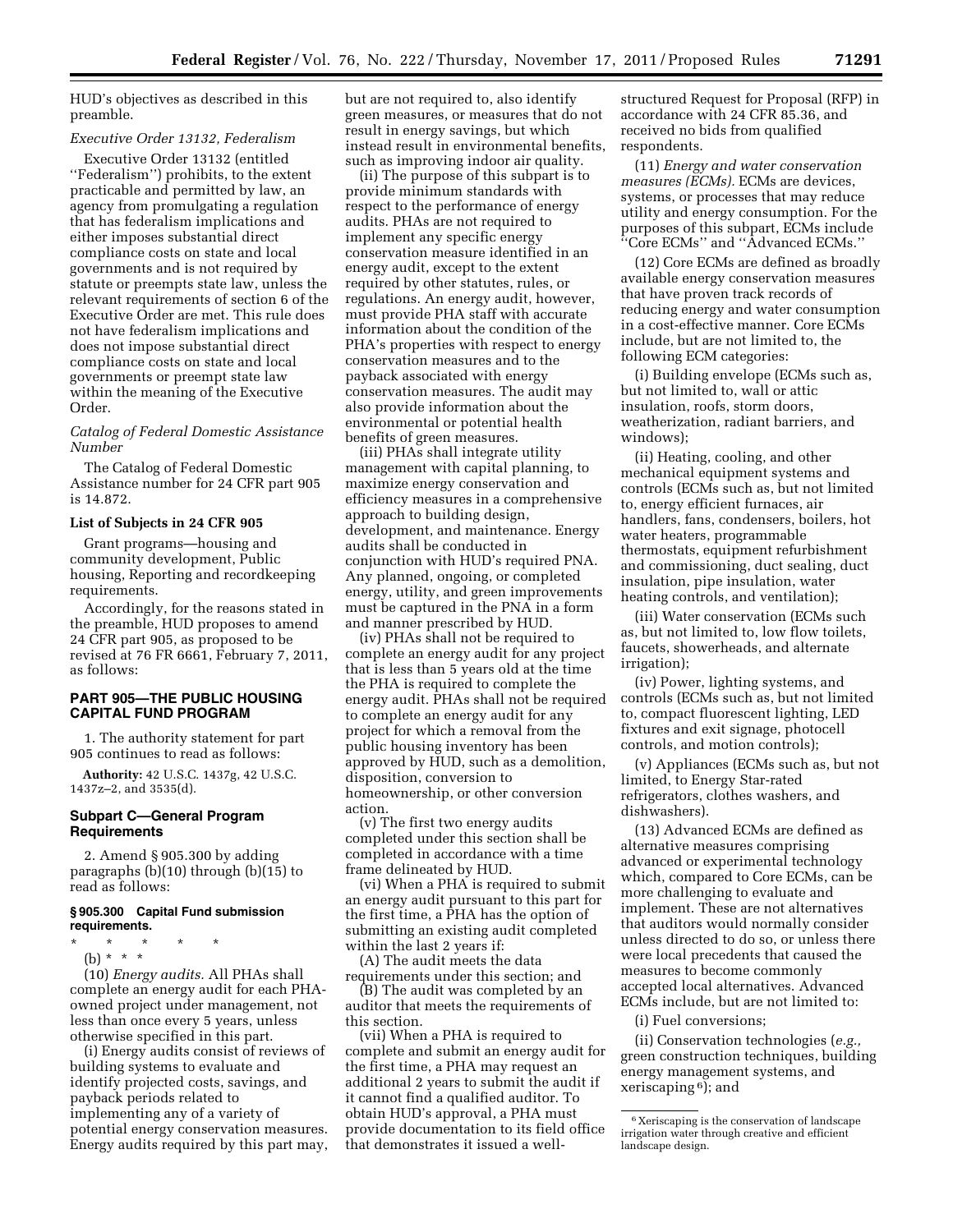HUD's objectives as described in this preamble.

*Executive Order 13132, Federalism*

Executive Order 13132 (entitled ''Federalism'') prohibits, to the extent practicable and permitted by law, an agency from promulgating a regulation that has federalism implications and either imposes substantial direct compliance costs on state and local governments and is not required by statute or preempts state law, unless the relevant requirements of section 6 of the Executive Order are met. This rule does not have federalism implications and does not impose substantial direct compliance costs on state and local governments or preempt state law within the meaning of the Executive Order.

*Catalog of Federal Domestic Assistance Number*

The Catalog of Federal Domestic Assistance number for 24 CFR part 905 is 14.872.

**List of Subjects in 24 CFR 905**

Grant programs—housing and community development, Public housing, Reporting and recordkeeping requirements.

Accordingly, for the reasons stated in the preamble, HUD proposes to amend 24 CFR part 905, as proposed to be revised at 76 FR 6661, February 7, 2011, as follows:

## PART 905—THE PUBLIC HOUSING CAPITAL FUND PROGRAM

1. The authority statement for part 905 continues to read as follows:

**Authority:** 42 U.S.C. 1437g, 42 U.S.C. 1437z–2, and 3535(d).

### Subpart C—General Program Requirements

2. Amend § 905.300 by adding paragraphs (b)(10) through (b)(15) to read as follows:

**§ 905.300 Capital Fund submission requirements.**

\* \* \* \* \*

(b) \* \* \*

(10) *Energy audits.* All PHAs shall complete an energy audit for each PHA-owned project under management, not less than once every 5 years, unless otherwise specified in this part.

(i) Energy audits consist of reviews of building systems to evaluate and identify projected costs, savings, and payback periods related to implementing any of a variety of potential energy conservation measures. Energy audits required by this part may, but are not required to, also identify green measures, or measures that do not result in energy savings, but which instead result in environmental benefits, such as improving indoor air quality.

(ii) The purpose of this subpart is to provide minimum standards with respect to the performance of energy audits. PHAs are not required to implement any specific energy conservation measure identified in an energy audit, except to the extent required by other statutes, rules, or regulations. An energy audit, however, must provide PHA staff with accurate information about the condition of the PHA's properties with respect to energy conservation measures and to the payback associated with energy conservation measures. The audit may also provide information about the environmental or potential health benefits of green measures.

(iii) PHAs shall integrate utility management with capital planning, to maximize energy conservation and efficiency measures in a comprehensive approach to building design, development, and maintenance. Energy audits shall be conducted in conjunction with HUD's required PNA. Any planned, ongoing, or completed energy, utility, and green improvements must be captured in the PNA in a form and manner prescribed by HUD.

(iv) PHAs shall not be required to complete an energy audit for any project that is less than 5 years old at the time the PHA is required to complete the energy audit. PHAs shall not be required to complete an energy audit for any project for which a removal from the public housing inventory has been approved by HUD, such as a demolition, disposition, conversion to homeownership, or other conversion action.

(v) The first two energy audits completed under this section shall be completed in accordance with a time frame delineated by HUD.

(vi) When a PHA is required to submit an energy audit pursuant to this part for the first time, a PHA has the option of submitting an existing audit completed within the last 2 years if:

(A) The audit meets the data requirements under this section; and

(B) The audit was completed by an auditor that meets the requirements of this section.

(vii) When a PHA is required to complete and submit an energy audit for the first time, a PHA may request an additional 2 years to submit the audit if it cannot find a qualified auditor. To obtain HUD's approval, a PHA must provide documentation to its field office that demonstrates it issued a well-structured Request for Proposal (RFP) in accordance with 24 CFR 85.36, and received no bids from qualified respondents.

(11) *Energy and water conservation measures (ECMs).* ECMs are devices, systems, or processes that may reduce utility and energy consumption. For the purposes of this subpart, ECMs include ''Core ECMs'' and ''Advanced ECMs.''

(12) Core ECMs are defined as broadly available energy conservation measures that have proven track records of reducing energy and water consumption in a cost-effective manner. Core ECMs include, but are not limited to, the following ECM categories:

(i) Building envelope (ECMs such as, but not limited to, wall or attic insulation, roofs, storm doors, weatherization, radiant barriers, and windows);

(ii) Heating, cooling, and other mechanical equipment systems and controls (ECMs such as, but not limited to, energy efficient furnaces, air handlers, fans, condensers, boilers, hot water heaters, programmable thermostats, equipment refurbishment and commissioning, duct sealing, duct insulation, pipe insulation, water heating controls, and ventilation);

(iii) Water conservation (ECMs such as, but not limited to, low flow toilets, faucets, showerheads, and alternate irrigation);

(iv) Power, lighting systems, and controls (ECMs such as, but not limited to, compact fluorescent lighting, LED fixtures and exit signage, photocell controls, and motion controls);

(v) Appliances (ECMs such as, but not limited, to Energy Star-rated refrigerators, clothes washers, and dishwashers).

(13) Advanced ECMs are defined as alternative measures comprising advanced or experimental technology which, compared to Core ECMs, can be more challenging to evaluate and implement. These are not alternatives that auditors would normally consider unless directed to do so, or unless there were local precedents that caused the measures to become commonly accepted local alternatives. Advanced ECMs include, but are not limited to:

(i) Fuel conversions;

(ii) Conservation technologies (*e.g.,* green construction techniques, building energy management systems, and xeriscaping [6]); and

[6] Xeriscaping is the conservation of landscape irrigation water through creative and efficient landscape design.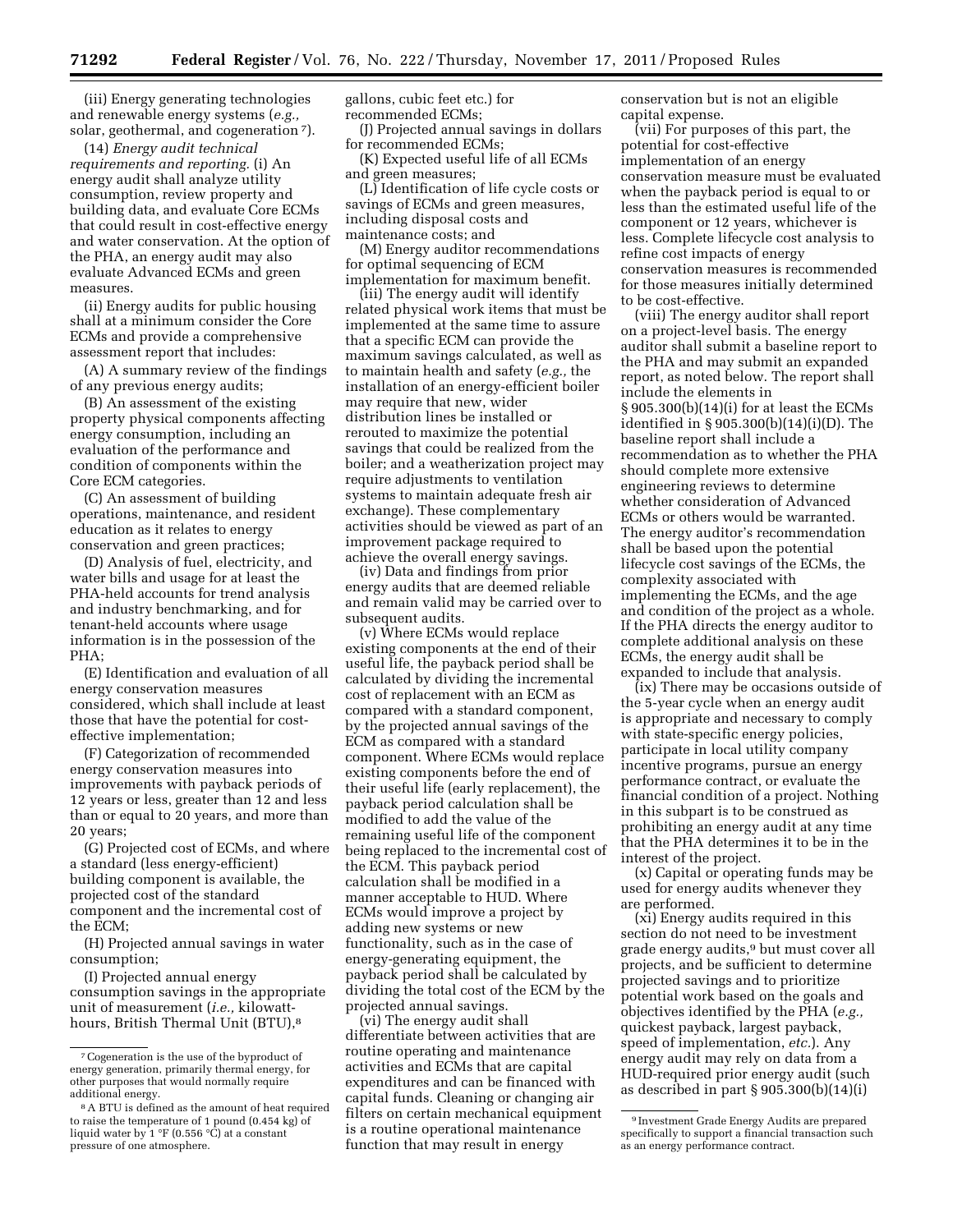(iii) Energy generating technologies and renewable energy systems (*e.g.,* solar, geothermal, and cogeneration [7]).

(14) *Energy audit technical requirements and reporting.* (i) An energy audit shall analyze utility consumption, review property and building data, and evaluate Core ECMs that could result in cost-effective energy and water conservation. At the option of the PHA, an energy audit may also evaluate Advanced ECMs and green measures.

(ii) Energy audits for public housing shall at a minimum consider the Core ECMs and provide a comprehensive assessment report that includes:

(A) A summary review of the findings of any previous energy audits;

(B) An assessment of the existing property physical components affecting energy consumption, including an evaluation of the performance and condition of components within the Core ECM categories.

(C) An assessment of building operations, maintenance, and resident education as it relates to energy conservation and green practices;

(D) Analysis of fuel, electricity, and water bills and usage for at least the PHA-held accounts for trend analysis and industry benchmarking, and for tenant-held accounts where usage information is in the possession of the PHA;

(E) Identification and evaluation of all energy conservation measures considered, which shall include at least those that have the potential for cost-effective implementation;

(F) Categorization of recommended energy conservation measures into improvements with payback periods of 12 years or less, greater than 12 and less than or equal to 20 years, and more than 20 years;

(G) Projected cost of ECMs, and where a standard (less energy-efficient) building component is available, the projected cost of the standard component and the incremental cost of the ECM;

(H) Projected annual savings in water consumption;

(I) Projected annual energy consumption savings in the appropriate unit of measurement (*i.e.,* kilowatt-hours, British Thermal Unit (BTU),[8] gallons, cubic feet etc.) for recommended ECMs;

(J) Projected annual savings in dollars for recommended ECMs;

(K) Expected useful life of all ECMs and green measures;

(L) Identification of life cycle costs or savings of ECMs and green measures, including disposal costs and maintenance costs; and

(M) Energy auditor recommendations for optimal sequencing of ECM implementation for maximum benefit.

(iii) The energy audit will identify related physical work items that must be implemented at the same time to assure that a specific ECM can provide the maximum savings calculated, as well as to maintain health and safety (*e.g.,* the installation of an energy-efficient boiler may require that new, wider distribution lines be installed or rerouted to maximize the potential savings that could be realized from the boiler; and a weatherization project may require adjustments to ventilation systems to maintain adequate fresh air exchange). These complementary activities should be viewed as part of an improvement package required to achieve the overall energy savings.

(iv) Data and findings from prior energy audits that are deemed reliable and remain valid may be carried over to subsequent audits.

(v) Where ECMs would replace existing components at the end of their useful life, the payback period shall be calculated by dividing the incremental cost of replacement with an ECM as compared with a standard component, by the projected annual savings of the ECM as compared with a standard component. Where ECMs would replace existing components before the end of their useful life (early replacement), the payback period calculation shall be modified to add the value of the remaining useful life of the component being replaced to the incremental cost of the ECM. This payback period calculation shall be modified in a manner acceptable to HUD. Where ECMs would improve a project by adding new systems or new functionality, such as in the case of energy-generating equipment, the payback period shall be calculated by dividing the total cost of the ECM by the projected annual savings.

(vi) The energy audit shall differentiate between activities that are routine operating and maintenance activities and ECMs that are capital expenditures and can be financed with capital funds. Cleaning or changing air filters on certain mechanical equipment is a routine operational maintenance function that may result in energy conservation but is not an eligible capital expense.

(vii) For purposes of this part, the potential for cost-effective implementation of an energy conservation measure must be evaluated when the payback period is equal to or less than the estimated useful life of the component or 12 years, whichever is less. Complete lifecycle cost analysis to refine cost impacts of energy conservation measures is recommended for those measures initially determined to be cost-effective.

(viii) The energy auditor shall report on a project-level basis. The energy auditor shall submit a baseline report to the PHA and may submit an expanded report, as noted below. The report shall include the elements in § 905.300(b)(14)(i) for at least the ECMs identified in § 905.300(b)(14)(i)(D). The baseline report shall include a recommendation as to whether the PHA should complete more extensive engineering reviews to determine whether consideration of Advanced ECMs or others would be warranted. The energy auditor's recommendation shall be based upon the potential lifecycle cost savings of the ECMs, the complexity associated with implementing the ECMs, and the age and condition of the project as a whole. If the PHA directs the energy auditor to complete additional analysis on these ECMs, the energy audit shall be expanded to include that analysis.

(ix) There may be occasions outside of the 5-year cycle when an energy audit is appropriate and necessary to comply with state-specific energy policies, participate in local utility company incentive programs, pursue an energy performance contract, or evaluate the financial condition of a project. Nothing in this subpart is to be construed as prohibiting an energy audit at any time that the PHA determines it to be in the interest of the project.

(x) Capital or operating funds may be used for energy audits whenever they are performed.

(xi) Energy audits required in this section do not need to be investment grade energy audits,[9] but must cover all projects, and be sufficient to determine projected savings and to prioritize potential work based on the goals and objectives identified by the PHA (*e.g.,* quickest payback, largest payback, speed of implementation, *etc.*). Any energy audit may rely on data from a HUD-required prior energy audit (such as described in part § 905.300(b)(14)(i)

---

[7] Cogeneration is the use of the byproduct of energy generation, primarily thermal energy, for other purposes that would normally require additional energy.

[8] A BTU is defined as the amount of heat required to raise the temperature of 1 pound (0.454 kg) of liquid water by 1 °F (0.556 °C) at a constant pressure of one atmosphere.

[9] Investment Grade Energy Audits are prepared specifically to support a financial transaction such as an energy performance contract.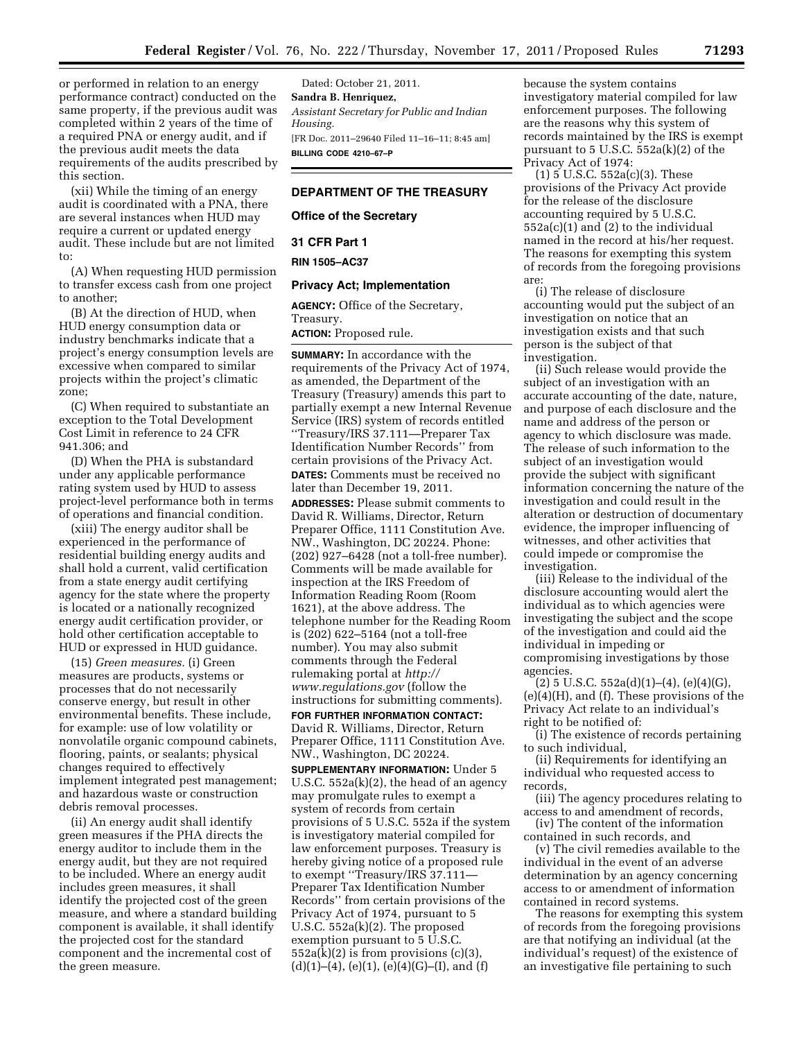or performed in relation to an energy performance contract) conducted on the same property, if the previous audit was completed within 2 years of the time of a required PNA or energy audit, and if the previous audit meets the data requirements of the audits prescribed by this section.

(xii) While the timing of an energy audit is coordinated with a PNA, there are several instances when HUD may require a current or updated energy audit. These include but are not limited to:

(A) When requesting HUD permission to transfer excess cash from one project to another;

(B) At the direction of HUD, when HUD energy consumption data or industry benchmarks indicate that a project's energy consumption levels are excessive when compared to similar projects within the project's climatic zone;

(C) When required to substantiate an exception to the Total Development Cost Limit in reference to 24 CFR 941.306; and

(D) When the PHA is substandard under any applicable performance rating system used by HUD to assess project-level performance both in terms of operations and financial condition.

(xiii) The energy auditor shall be experienced in the performance of residential building energy audits and shall hold a current, valid certification from a state energy audit certifying agency for the state where the property is located or a nationally recognized energy audit certification provider, or hold other certification acceptable to HUD or expressed in HUD guidance.

(15) *Green measures.* (i) Green measures are products, systems or processes that do not necessarily conserve energy, but result in other environmental benefits. These include, for example: use of low volatility or nonvolatile organic compound cabinets, flooring, paints, or sealants; physical changes required to effectively implement integrated pest management; and hazardous waste or construction debris removal processes.

(ii) An energy audit shall identify green measures if the PHA directs the energy auditor to include them in the energy audit, but they are not required to be included. Where an energy audit includes green measures, it shall identify the projected cost of the green measure, and where a standard building component is available, it shall identify the projected cost for the standard component and the incremental cost of the green measure.

Dated: October 21, 2011.

**Sandra B. Henriquez,**

*Assistant Secretary for Public and Indian Housing.*

[FR Doc. 2011–29640 Filed 11–16–11; 8:45 am]

**BILLING CODE 4210–67–P**

## DEPARTMENT OF THE TREASURY

### Office of the Secretary

### 31 CFR Part 1

### RIN 1505–AC37

### Privacy Act; Implementation

**AGENCY:** Office of the Secretary, Treasury.

**ACTION:** Proposed rule.

**SUMMARY:** In accordance with the requirements of the Privacy Act of 1974, as amended, the Department of the Treasury (Treasury) amends this part to partially exempt a new Internal Revenue Service (IRS) system of records entitled "Treasury/IRS 37.111—Preparer Tax Identification Number Records" from certain provisions of the Privacy Act.

**DATES:** Comments must be received no later than December 19, 2011.

**ADDRESSES:** Please submit comments to David R. Williams, Director, Return Preparer Office, 1111 Constitution Ave. NW., Washington, DC 20224. Phone: (202) 927–6428 (not a toll-free number). Comments will be made available for inspection at the IRS Freedom of Information Reading Room (Room 1621), at the above address. The telephone number for the Reading Room is (202) 622–5164 (not a toll-free number). You may also submit comments through the Federal rulemaking portal at *http://www.regulations.gov* (follow the instructions for submitting comments).

**FOR FURTHER INFORMATION CONTACT:** David R. Williams, Director, Return Preparer Office, 1111 Constitution Ave. NW., Washington, DC 20224.

**SUPPLEMENTARY INFORMATION:** Under 5 U.S.C. 552a(k)(2), the head of an agency may promulgate rules to exempt a system of records from certain provisions of 5 U.S.C. 552a if the system is investigatory material compiled for law enforcement purposes. Treasury is hereby giving notice of a proposed rule to exempt "Treasury/IRS 37.111—Preparer Tax Identification Number Records" from certain provisions of the Privacy Act of 1974, pursuant to 5 U.S.C. 552a(k)(2). The proposed exemption pursuant to 5 U.S.C. 552a(k)(2) is from provisions (c)(3), (d)(1)–(4), (e)(1), (e)(4)(G)–(I), and (f) because the system contains investigatory material compiled for law enforcement purposes. The following are the reasons why this system of records maintained by the IRS is exempt pursuant to 5 U.S.C. 552a(k)(2) of the Privacy Act of 1974:

(1) 5 U.S.C. 552a(c)(3). These provisions of the Privacy Act provide for the release of the disclosure accounting required by 5 U.S.C. 552a(c)(1) and (2) to the individual named in the record at his/her request. The reasons for exempting this system of records from the foregoing provisions are:

(i) The release of disclosure accounting would put the subject of an investigation on notice that an investigation exists and that such person is the subject of that investigation.

(ii) Such release would provide the subject of an investigation with an accurate accounting of the date, nature, and purpose of each disclosure and the name and address of the person or agency to which disclosure was made. The release of such information to the subject of an investigation would provide the subject with significant information concerning the nature of the investigation and could result in the alteration or destruction of documentary evidence, the improper influencing of witnesses, and other activities that could impede or compromise the investigation.

(iii) Release to the individual of the disclosure accounting would alert the individual as to which agencies were investigating the subject and the scope of the investigation and could aid the individual in impeding or compromising investigations by those agencies.

(2) 5 U.S.C. 552a(d)(1)–(4), (e)(4)(G), (e)(4)(H), and (f). These provisions of the Privacy Act relate to an individual's right to be notified of:

(i) The existence of records pertaining to such individual,

(ii) Requirements for identifying an individual who requested access to records,

(iii) The agency procedures relating to access to and amendment of records,

(iv) The content of the information contained in such records, and

(v) The civil remedies available to the individual in the event of an adverse determination by an agency concerning access to or amendment of information contained in record systems.

The reasons for exempting this system of records from the foregoing provisions are that notifying an individual (at the individual's request) of the existence of an investigative file pertaining to such